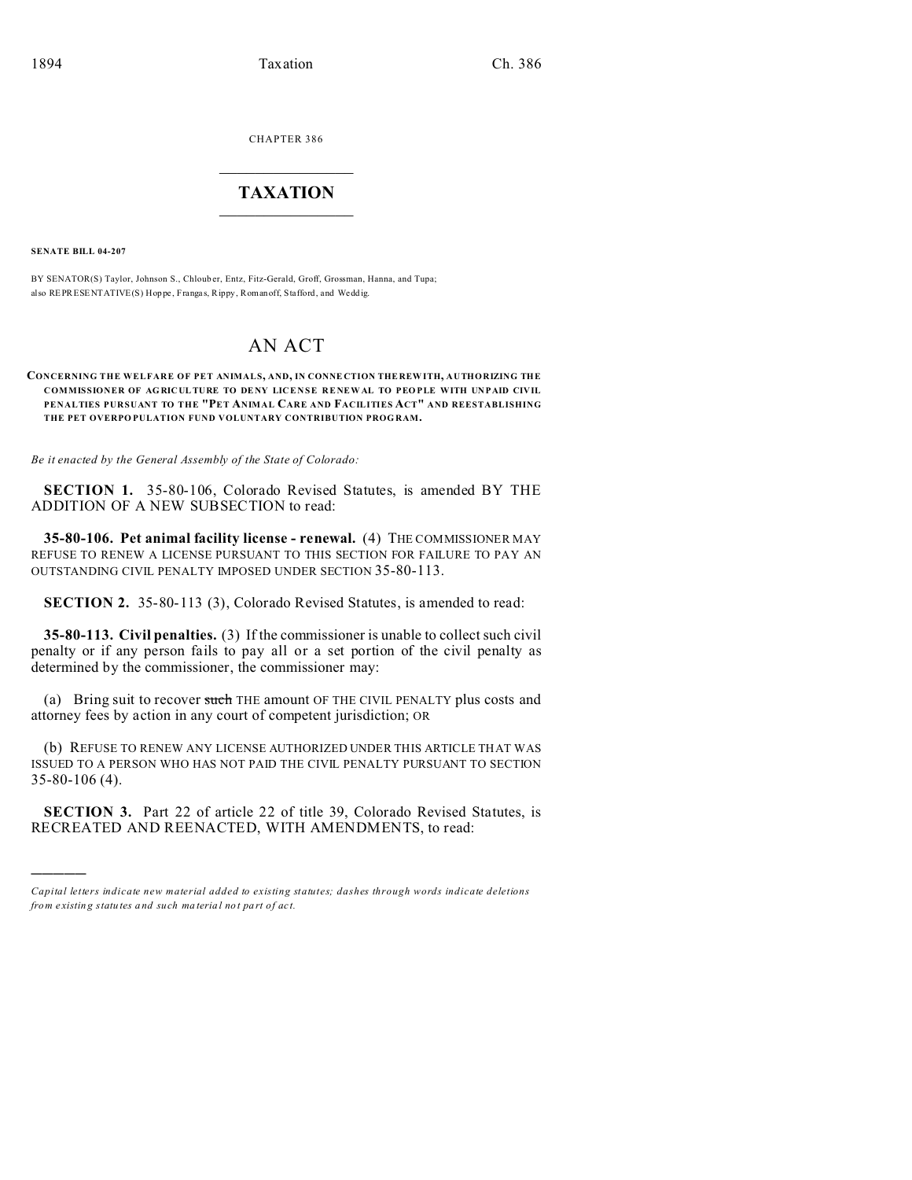CHAPTER 386

# TAXATION

**SENATE BILL 04-207**

BY SENATOR(S) Taylor, Johnson S., Chlouber, Entz, Fitz-Gerald, Groff, Grossman, Hanna, and Tupa;
also REPRESENTATIVE(S) Hoppe, Frangas, Rippy, Romanoff, Stafford, and Weddig.

# AN ACT

**CONCERNING THE WELFARE OF PET ANIMALS, AND, IN CONNECTION THEREWITH, AUTHORIZING THE COMMISSIONER OF AGRICULTURE TO DENY LICENSE RENEWAL TO PEOPLE WITH UNPAID CIVIL PENALTIES PURSUANT TO THE "PET ANIMAL CARE AND FACILITIES ACT" AND REESTABLISHING THE PET OVERPOPULATION FUND VOLUNTARY CONTRIBUTION PROGRAM.**

*Be it enacted by the General Assembly of the State of Colorado:*

**SECTION 1.** 35-80-106, Colorado Revised Statutes, is amended BY THE ADDITION OF A NEW SUBSECTION to read:

**35-80-106. Pet animal facility license - renewal.** (4) THE COMMISSIONER MAY REFUSE TO RENEW A LICENSE PURSUANT TO THIS SECTION FOR FAILURE TO PAY AN OUTSTANDING CIVIL PENALTY IMPOSED UNDER SECTION 35-80-113.

**SECTION 2.** 35-80-113 (3), Colorado Revised Statutes, is amended to read:

**35-80-113. Civil penalties.** (3) If the commissioner is unable to collect such civil penalty or if any person fails to pay all or a set portion of the civil penalty as determined by the commissioner, the commissioner may:

(a) Bring suit to recover ~~such~~ THE amount OF THE CIVIL PENALTY plus costs and attorney fees by action in any court of competent jurisdiction; OR

(b) REFUSE TO RENEW ANY LICENSE AUTHORIZED UNDER THIS ARTICLE THAT WAS ISSUED TO A PERSON WHO HAS NOT PAID THE CIVIL PENALTY PURSUANT TO SECTION 35-80-106 (4).

**SECTION 3.** Part 22 of article 22 of title 39, Colorado Revised Statutes, is RECREATED AND REENACTED, WITH AMENDMENTS, to read:

---

*Capital letters indicate new material added to existing statutes; dashes through words indicate deletions from existing statutes and such material not part of act.*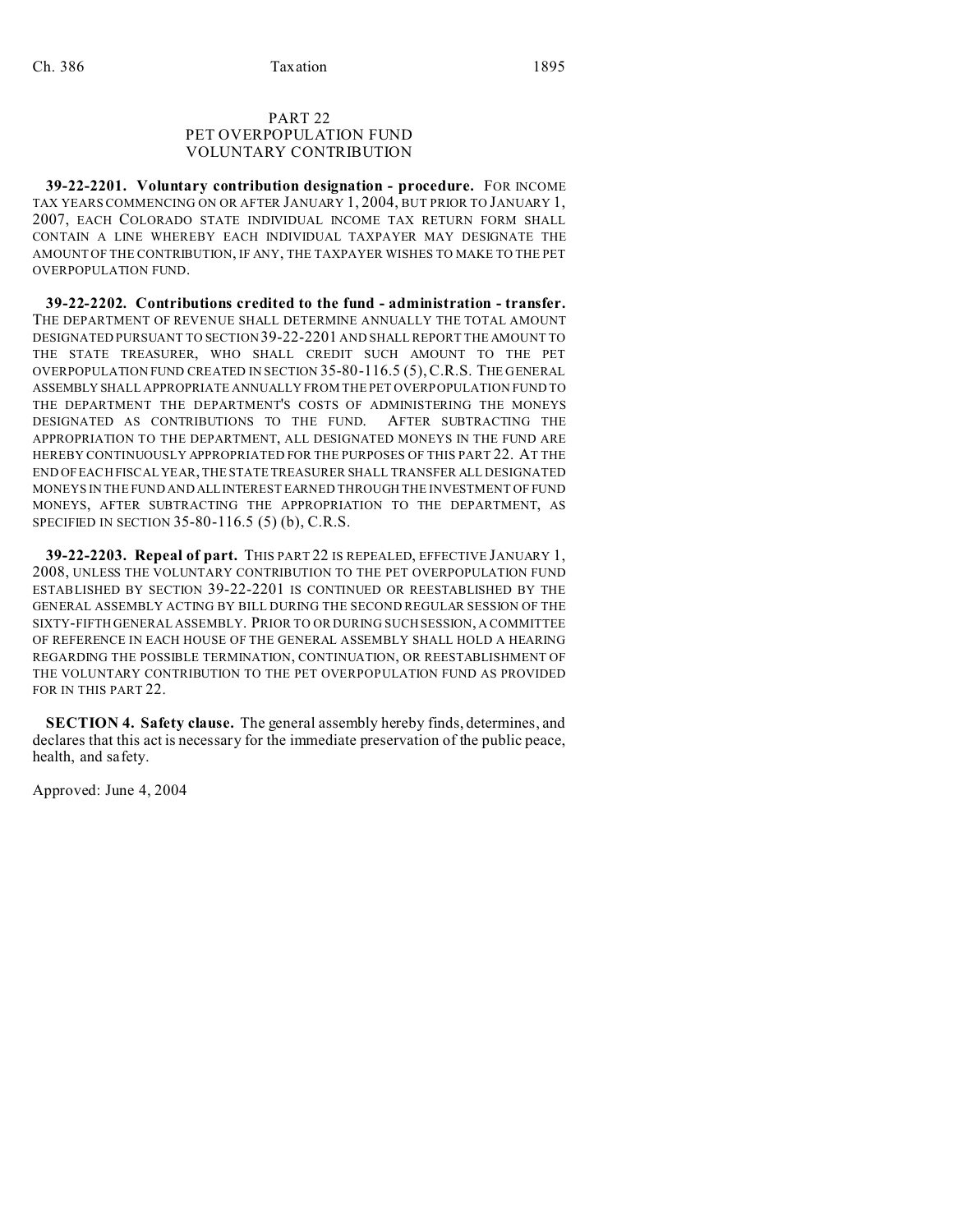PART 22
PET OVERPOPULATION FUND
VOLUNTARY CONTRIBUTION

**39-22-2201. Voluntary contribution designation - procedure.** FOR INCOME TAX YEARS COMMENCING ON OR AFTER JANUARY 1, 2004, BUT PRIOR TO JANUARY 1, 2007, EACH COLORADO STATE INDIVIDUAL INCOME TAX RETURN FORM SHALL CONTAIN A LINE WHEREBY EACH INDIVIDUAL TAXPAYER MAY DESIGNATE THE AMOUNT OF THE CONTRIBUTION, IF ANY, THE TAXPAYER WISHES TO MAKE TO THE PET OVERPOPULATION FUND.

**39-22-2202. Contributions credited to the fund - administration - transfer.** THE DEPARTMENT OF REVENUE SHALL DETERMINE ANNUALLY THE TOTAL AMOUNT DESIGNATED PURSUANT TO SECTION 39-22-2201 AND SHALL REPORT THE AMOUNT TO THE STATE TREASURER, WHO SHALL CREDIT SUCH AMOUNT TO THE PET OVERPOPULATION FUND CREATED IN SECTION 35-80-116.5 (5), C.R.S. THE GENERAL ASSEMBLY SHALL APPROPRIATE ANNUALLY FROM THE PET OVERPOPULATION FUND TO THE DEPARTMENT THE DEPARTMENT'S COSTS OF ADMINISTERING THE MONEYS DESIGNATED AS CONTRIBUTIONS TO THE FUND. AFTER SUBTRACTING THE APPROPRIATION TO THE DEPARTMENT, ALL DESIGNATED MONEYS IN THE FUND ARE HEREBY CONTINUOUSLY APPROPRIATED FOR THE PURPOSES OF THIS PART 22. AT THE END OF EACH FISCAL YEAR, THE STATE TREASURER SHALL TRANSFER ALL DESIGNATED MONEYS IN THE FUND AND ALL INTEREST EARNED THROUGH THE INVESTMENT OF FUND MONEYS, AFTER SUBTRACTING THE APPROPRIATION TO THE DEPARTMENT, AS SPECIFIED IN SECTION 35-80-116.5 (5) (b), C.R.S.

**39-22-2203. Repeal of part.** THIS PART 22 IS REPEALED, EFFECTIVE JANUARY 1, 2008, UNLESS THE VOLUNTARY CONTRIBUTION TO THE PET OVERPOPULATION FUND ESTABLISHED BY SECTION 39-22-2201 IS CONTINUED OR REESTABLISHED BY THE GENERAL ASSEMBLY ACTING BY BILL DURING THE SECOND REGULAR SESSION OF THE SIXTY-FIFTH GENERAL ASSEMBLY. PRIOR TO OR DURING SUCH SESSION, A COMMITTEE OF REFERENCE IN EACH HOUSE OF THE GENERAL ASSEMBLY SHALL HOLD A HEARING REGARDING THE POSSIBLE TERMINATION, CONTINUATION, OR REESTABLISHMENT OF THE VOLUNTARY CONTRIBUTION TO THE PET OVERPOPULATION FUND AS PROVIDED FOR IN THIS PART 22.

**SECTION 4. Safety clause.** The general assembly hereby finds, determines, and declares that this act is necessary for the immediate preservation of the public peace, health, and safety.

Approved: June 4, 2004